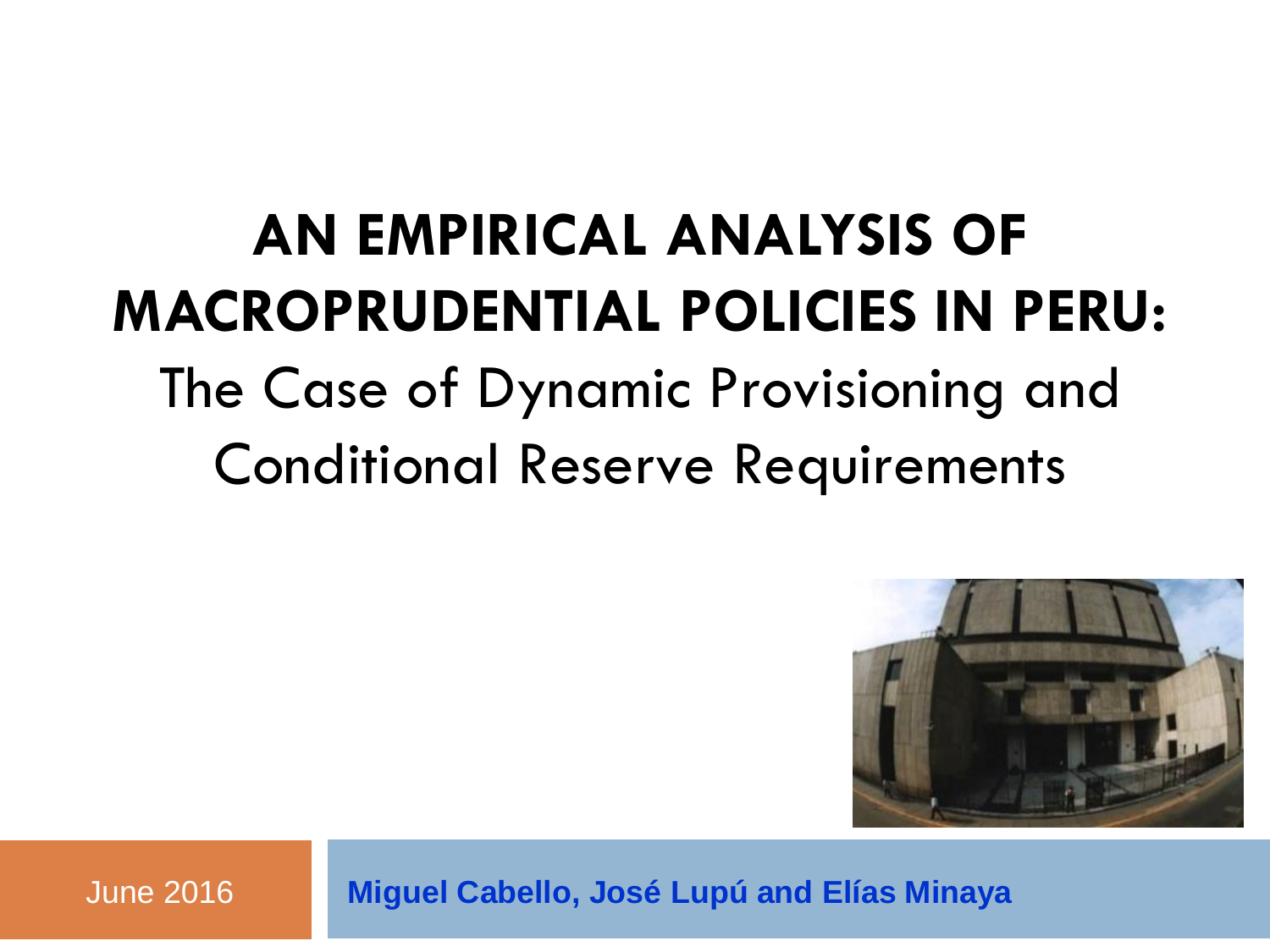# AN EMPIRICAL ANALYSIS OF MACROPRUDENTIAL POLICIES IN PERU:

## The Case of Dynamic Provisioning and Conditional Reserve Requirements

June 2016

**Miguel Cabello, José Lupú and Elías Minaya**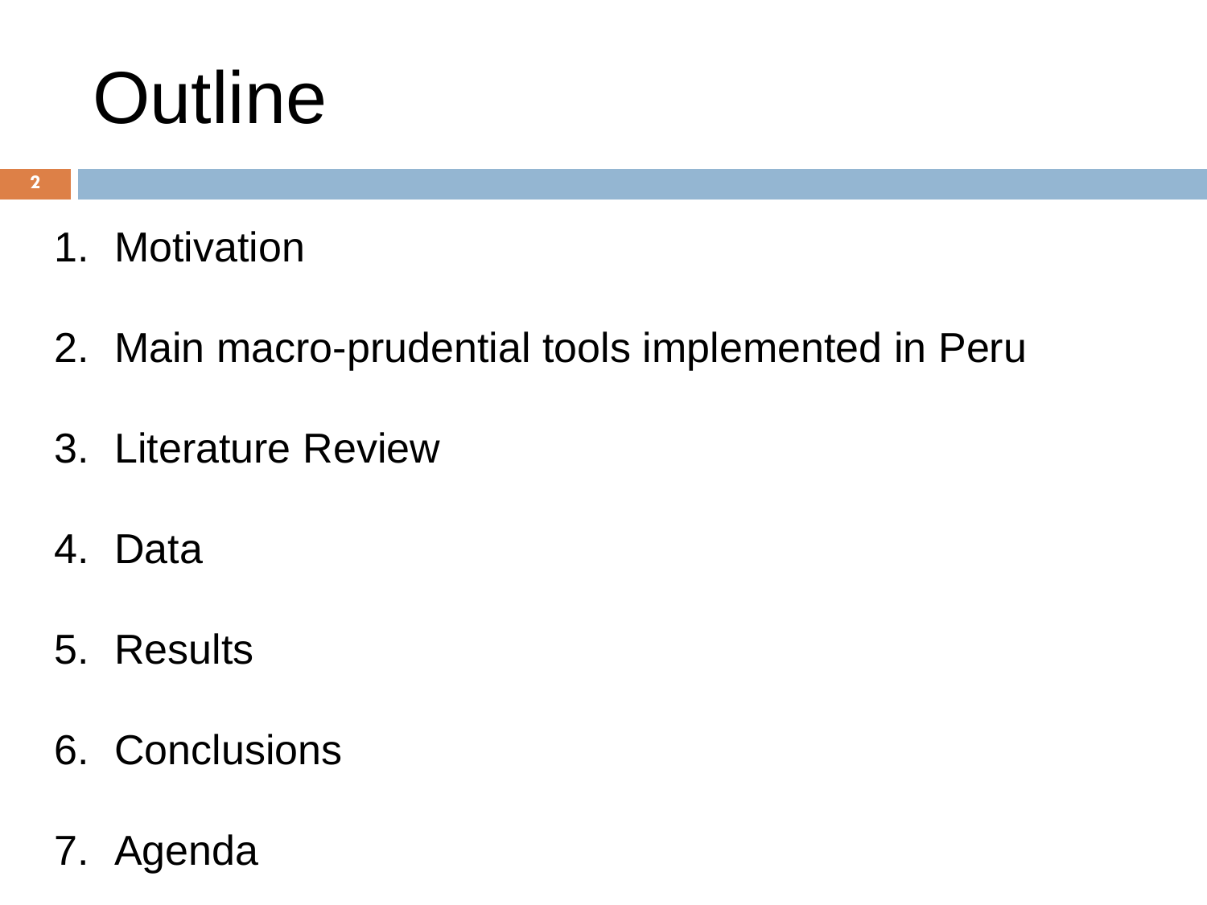# Outline

1. Motivation
2. Main macro-prudential tools implemented in Peru
3. Literature Review
4. Data
5. Results
6. Conclusions
7. Agenda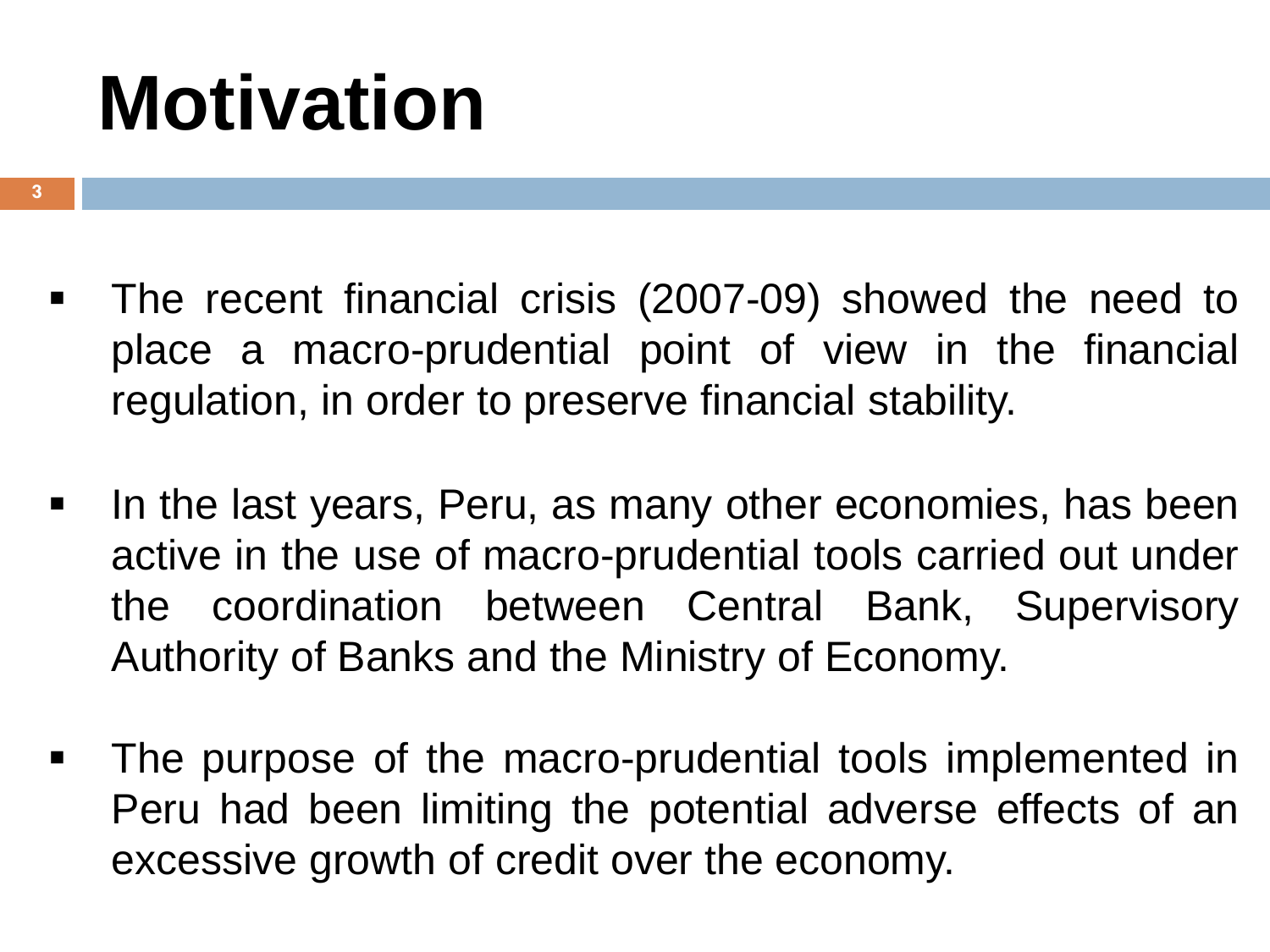# Motivation

- The recent financial crisis (2007-09) showed the need to place a macro-prudential point of view in the financial regulation, in order to preserve financial stability.

- In the last years, Peru, as many other economies, has been active in the use of macro-prudential tools carried out under the coordination between Central Bank, Supervisory Authority of Banks and the Ministry of Economy.

- The purpose of the macro-prudential tools implemented in Peru had been limiting the potential adverse effects of an excessive growth of credit over the economy.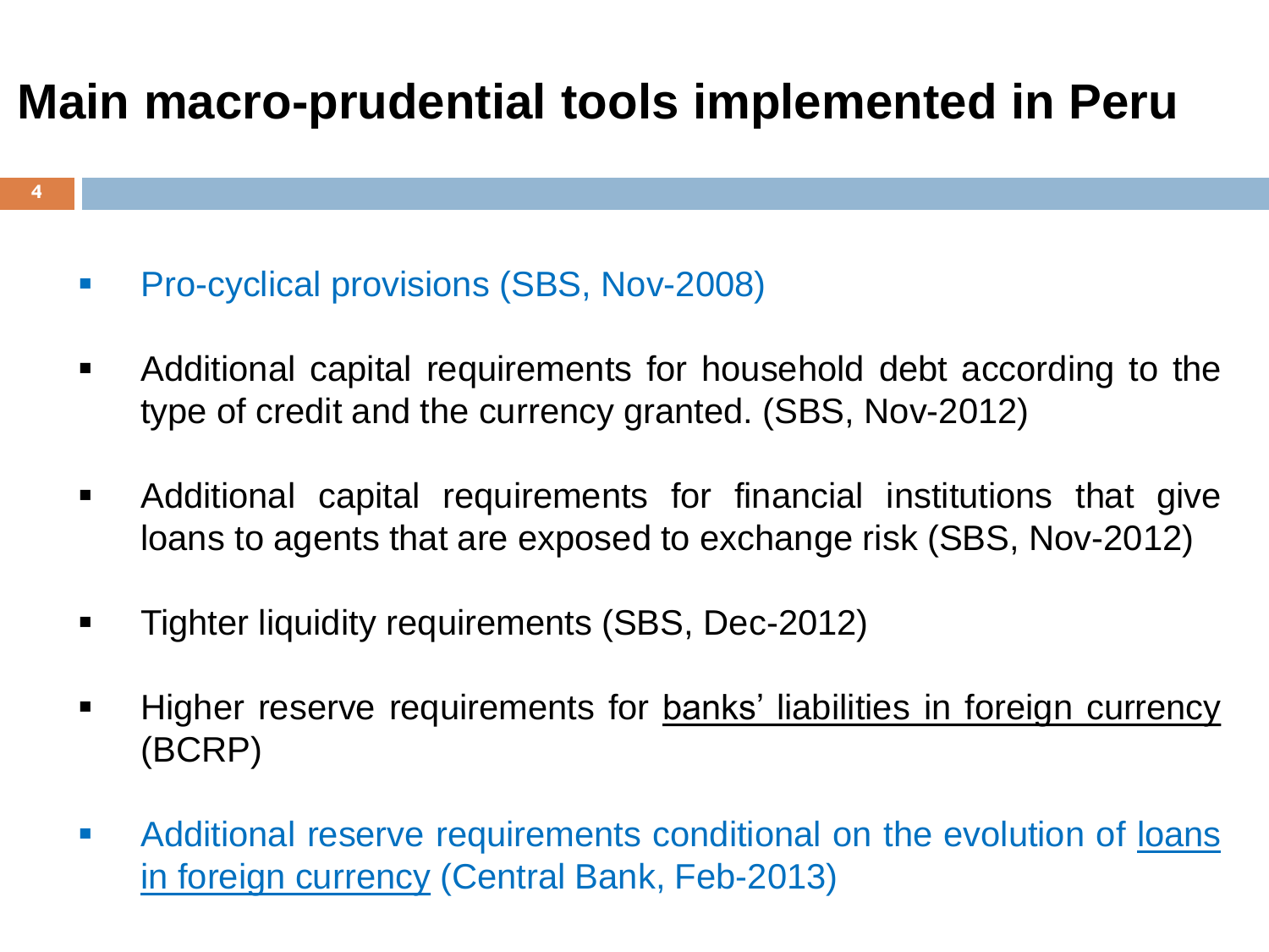# Main macro-prudential tools implemented in Peru

- Pro-cyclical provisions (SBS, Nov-2008)
- Additional capital requirements for household debt according to the type of credit and the currency granted. (SBS, Nov-2012)
- Additional capital requirements for financial institutions that give loans to agents that are exposed to exchange risk (SBS, Nov-2012)
- Tighter liquidity requirements (SBS, Dec-2012)
- Higher reserve requirements for banks' liabilities in foreign currency (BCRP)
- Additional reserve requirements conditional on the evolution of loans in foreign currency (Central Bank, Feb-2013)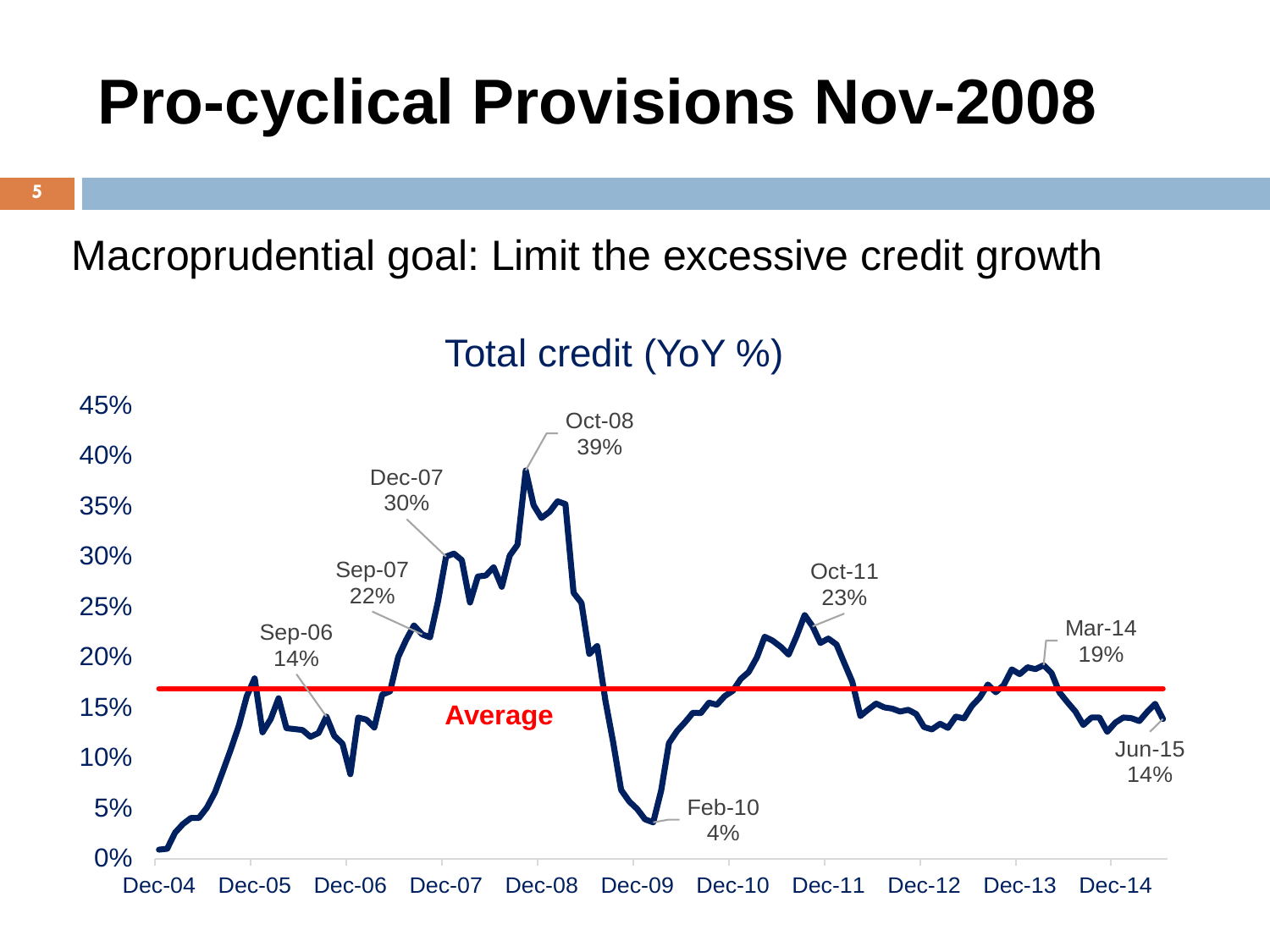# Pro-cyclical Provisions Nov-2008

Macroprudential goal: Limit the excessive credit growth

Total credit (YoY %)

- Sep-06: 14%
- Sep-07: 22%
- Dec-07: 30%
- Oct-08: 39%
- Feb-10: 4%
- Oct-11: 23%
- Mar-14: 19%
- Jun-15: 14%

Average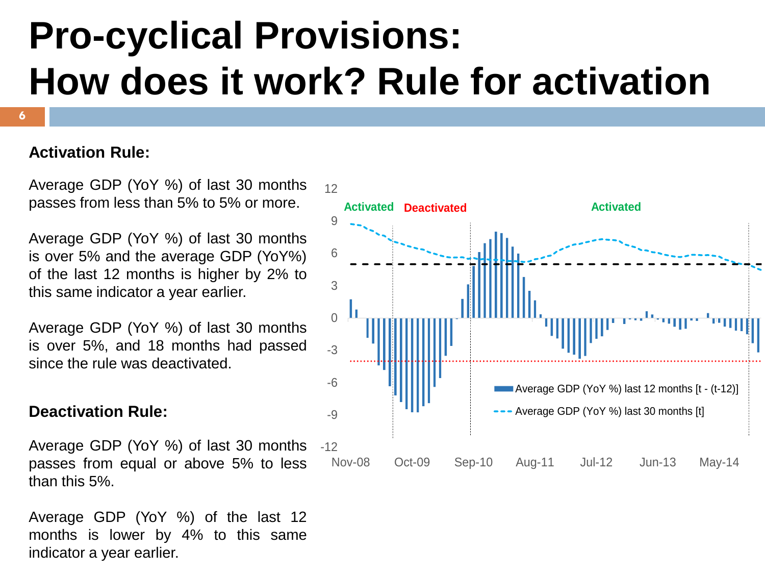# Pro-cyclical Provisions: How does it work? Rule for activation

**Activation Rule:**

Average GDP (YoY %) of last 30 months passes from less than 5% to 5% or more.

Average GDP (YoY %) of last 30 months is over 5% and the average GDP (YoY%) of the last 12 months is higher by 2% to this same indicator a year earlier.

Average GDP (YoY %) of last 30 months is over 5%, and 18 months had passed since the rule was deactivated.

**Deactivation Rule:**

Average GDP (YoY %) of last 30 months passes from equal or above 5% to less than this 5%.

Average GDP (YoY %) of the last 12 months is lower by 4% to this same indicator a year earlier.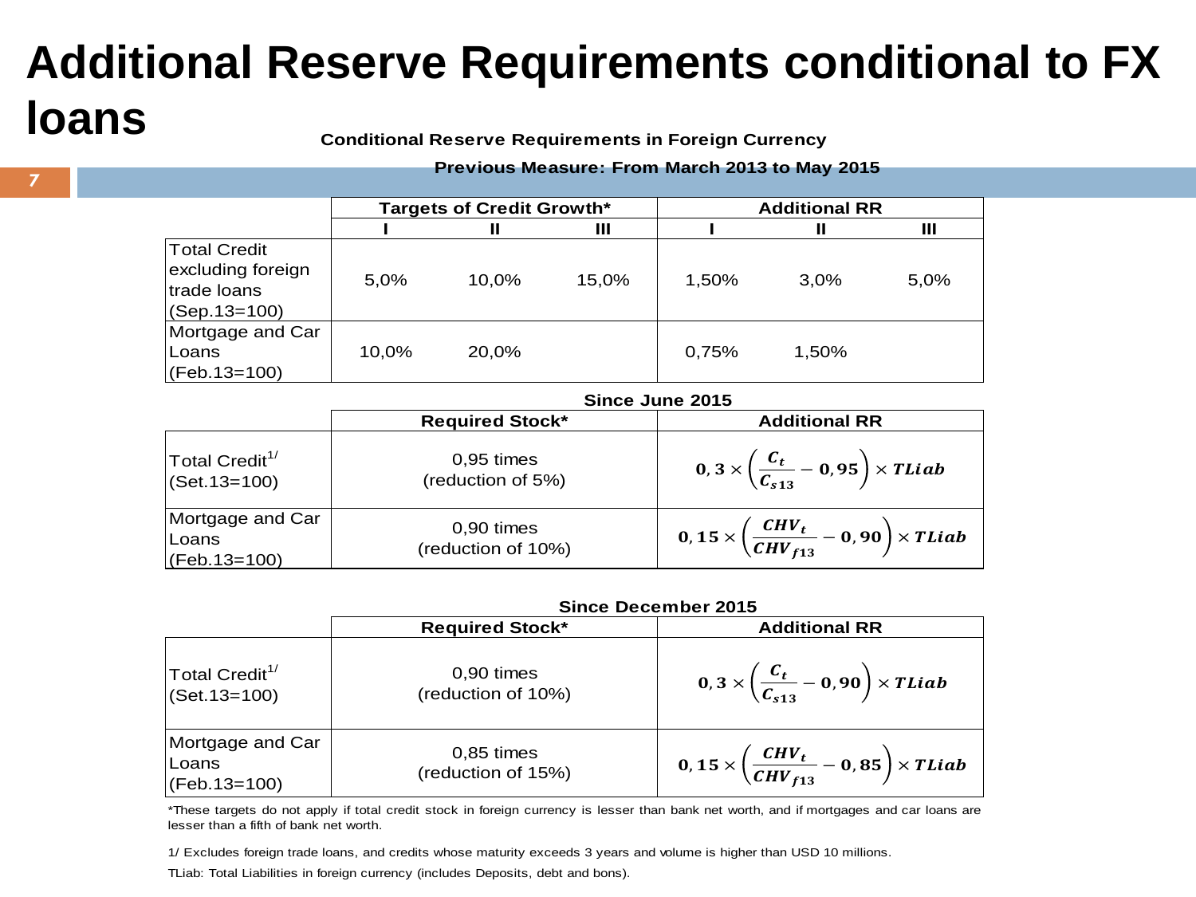# Additional Reserve Requirements conditional to FX loans

**Conditional Reserve Requirements in Foreign Currency**

**Previous Measure: From March 2013 to May 2015**

| | Targets of Credit Growth* | | | Additional RR | | |
|---|---|---|---|---|---|---|
| | I | II | III | I | II | III |
| Total Credit excluding foreign trade loans (Sep.13=100) | 5,0% | 10,0% | 15,0% | 1,50% | 3,0% | 5,0% |
| Mortgage and Car Loans (Feb.13=100) | 10,0% | 20,0% | | 0,75% | 1,50% | |

**Since June 2015**

| | Required Stock* | Additional RR |
|---|---|---|
| Total Credit[1/] (Set.13=100) | 0,95 times (reduction of 5%) | $0,3 \times \left(\frac{C_t}{C_{s13}} - 0,95\right) \times TLiab$ |
| Mortgage and Car Loans (Feb.13=100) | 0,90 times (reduction of 10%) | $0,15 \times \left(\frac{CHV_t}{CHV_{f13}} - 0,90\right) \times TLiab$ |

**Since December 2015**

| | Required Stock* | Additional RR |
|---|---|---|
| Total Credit[1/] (Set.13=100) | 0,90 times (reduction of 10%) | $0,3 \times \left(\frac{C_t}{C_{s13}} - 0,90\right) \times TLiab$ |
| Mortgage and Car Loans (Feb.13=100) | 0,85 times (reduction of 15%) | $0,15 \times \left(\frac{CHV_t}{CHV_{f13}} - 0,85\right) \times TLiab$ |

*These targets do not apply if total credit stock in foreign currency is lesser than bank net worth, and if mortgages and car loans are lesser than a fifth of bank net worth.

1/ Excludes foreign trade loans, and credits whose maturity exceeds 3 years and volume is higher than USD 10 millions.

TLiab: Total Liabilities in foreign currency (includes Deposits, debt and bons).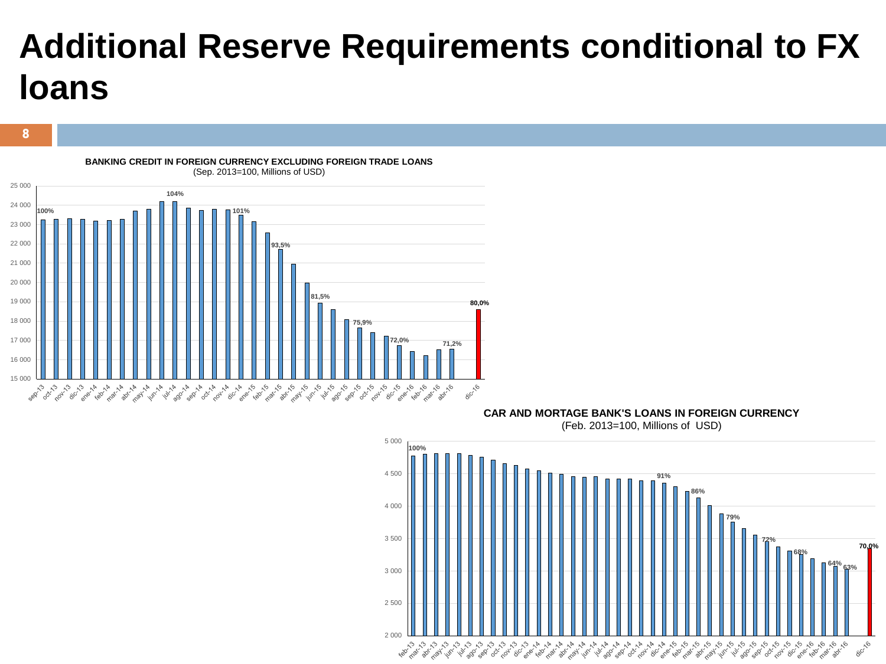# Additional Reserve Requirements conditional to FX loans

**BANKING CREDIT IN FOREIGN CURRENCY EXCLUDING FOREIGN TRADE LOANS**
(Sep. 2013=100, Millions of USD)

**CAR AND MORTAGE BANK'S LOANS IN FOREIGN CURRENCY**
(Feb. 2013=100, Millions of USD)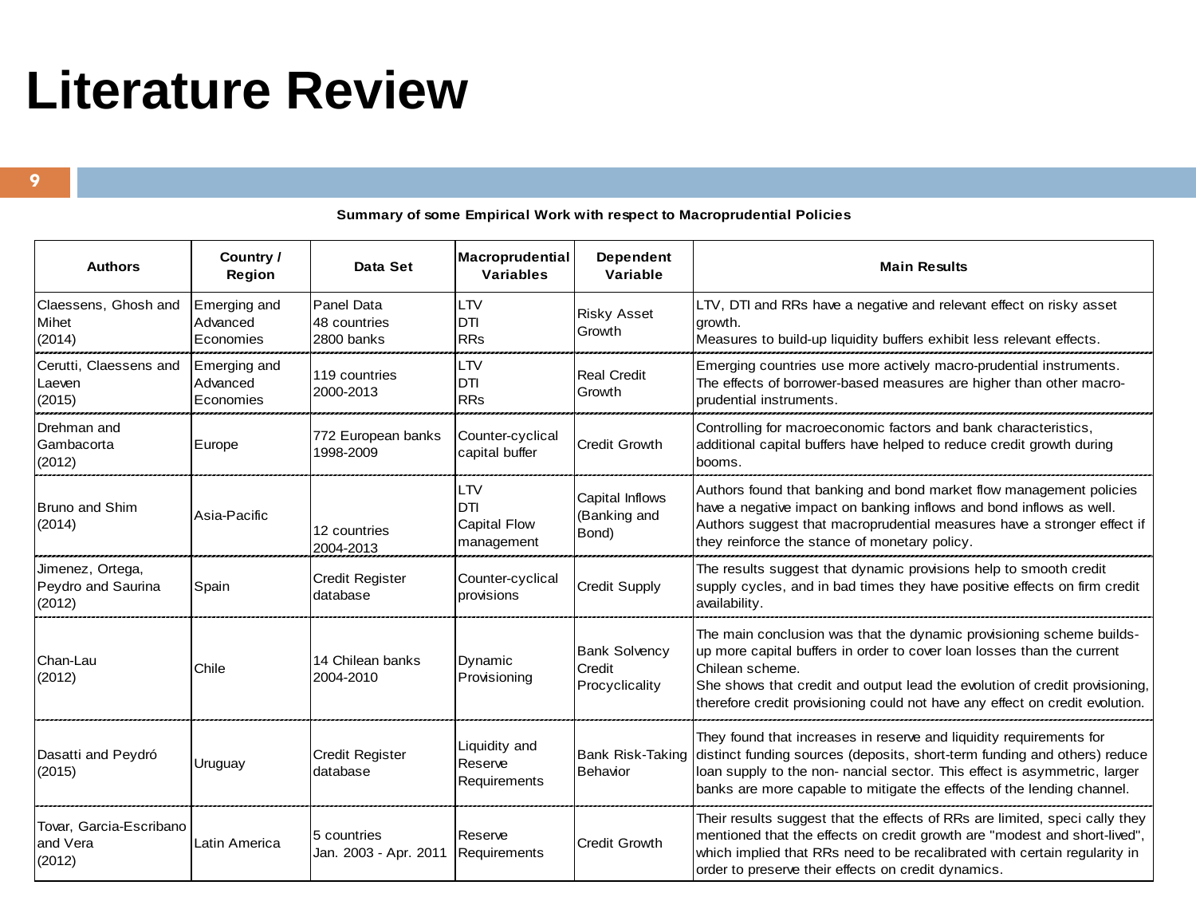# Literature Review

**Summary of some Empirical Work with respect to Macroprudential Policies**

| Authors | Country / Region | Data Set | Macroprudential Variables | Dependent Variable | Main Results |
|---|---|---|---|---|---|
| Claessens, Ghosh and Mihet (2014) | Emerging and Advanced Economies | Panel Data 48 countries 2800 banks | LTV DTI RRs | Risky Asset Growth | LTV, DTI and RRs have a negative and relevant effect on risky asset growth. Measures to build-up liquidity buffers exhibit less relevant effects. |
| Cerutti, Claessens and Laeven (2015) | Emerging and Advanced Economies | 119 countries 2000-2013 | LTV DTI RRs | Real Credit Growth | Emerging countries use more actively macro-prudential instruments. The effects of borrower-based measures are higher than other macro-prudential instruments. |
| Drehman and Gambacorta (2012) | Europe | 772 European banks 1998-2009 | Counter-cyclical capital buffer | Credit Growth | Controlling for macroeconomic factors and bank characteristics, additional capital buffers have helped to reduce credit growth during booms. |
| Bruno and Shim (2014) | Asia-Pacific | 12 countries 2004-2013 | LTV DTI Capital Flow management | Capital Inflows (Banking and Bond) | Authors found that banking and bond market flow management policies have a negative impact on banking inflows and bond inflows as well. Authors suggest that macroprudential measures have a stronger effect if they reinforce the stance of monetary policy. |
| Jimenez, Ortega, Peydro and Saurina (2012) | Spain | Credit Register database | Counter-cyclical provisions | Credit Supply | The results suggest that dynamic provisions help to smooth credit supply cycles, and in bad times they have positive effects on firm credit availability. |
| Chan-Lau (2012) | Chile | 14 Chilean banks 2004-2010 | Dynamic Provisioning | Bank Solvency Credit Procyclicality | The main conclusion was that the dynamic provisioning scheme builds-up more capital buffers in order to cover loan losses than the current Chilean scheme. She shows that credit and output lead the evolution of credit provisioning, therefore credit provisioning could not have any effect on credit evolution. |
| Dasatti and Peydró (2015) | Uruguay | Credit Register database | Liquidity and Reserve Requirements | Bank Risk-Taking Behavior | They found that increases in reserve and liquidity requirements for distinct funding sources (deposits, short-term funding and others) reduce loan supply to the non- nancial sector. This effect is asymmetric, larger banks are more capable to mitigate the effects of the lending channel. |
| Tovar, Garcia-Escribano and Vera (2012) | Latin America | 5 countries Jan. 2003 - Apr. 2011 | Reserve Requirements | Credit Growth | Their results suggest that the effects of RRs are limited, speci cally they mentioned that the effects on credit growth are "modest and short-lived", which implied that RRs need to be recalibrated with certain regularity in order to preserve their effects on credit dynamics. |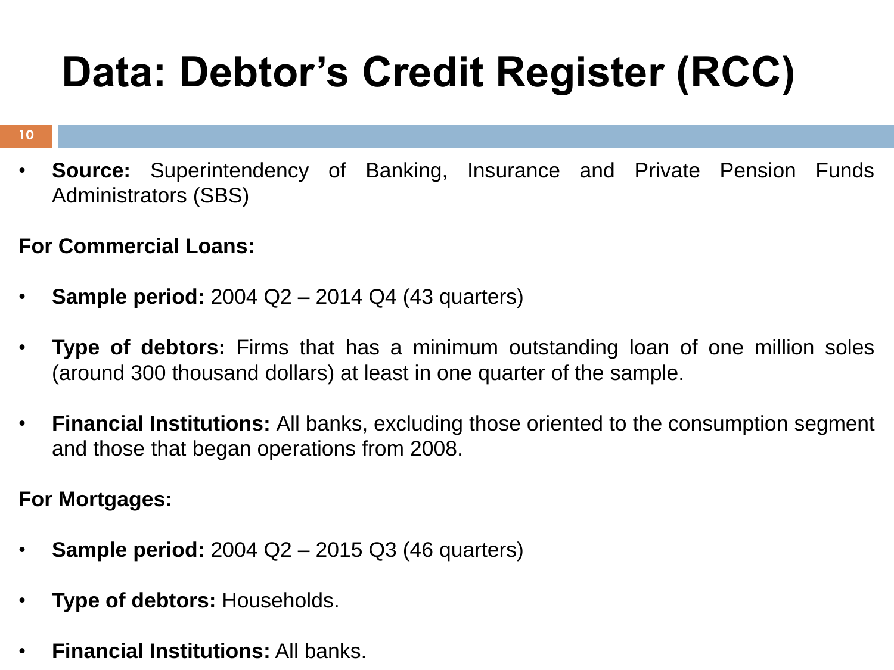# Data: Debtor's Credit Register (RCC)

- **Source:** Superintendency of Banking, Insurance and Private Pension Funds Administrators (SBS)

**For Commercial Loans:**

- **Sample period:** 2004 Q2 – 2014 Q4 (43 quarters)

- **Type of debtors:** Firms that has a minimum outstanding loan of one million soles (around 300 thousand dollars) at least in one quarter of the sample.

- **Financial Institutions:** All banks, excluding those oriented to the consumption segment and those that began operations from 2008.

**For Mortgages:**

- **Sample period:** 2004 Q2 – 2015 Q3 (46 quarters)

- **Type of debtors:** Households.

- **Financial Institutions:** All banks.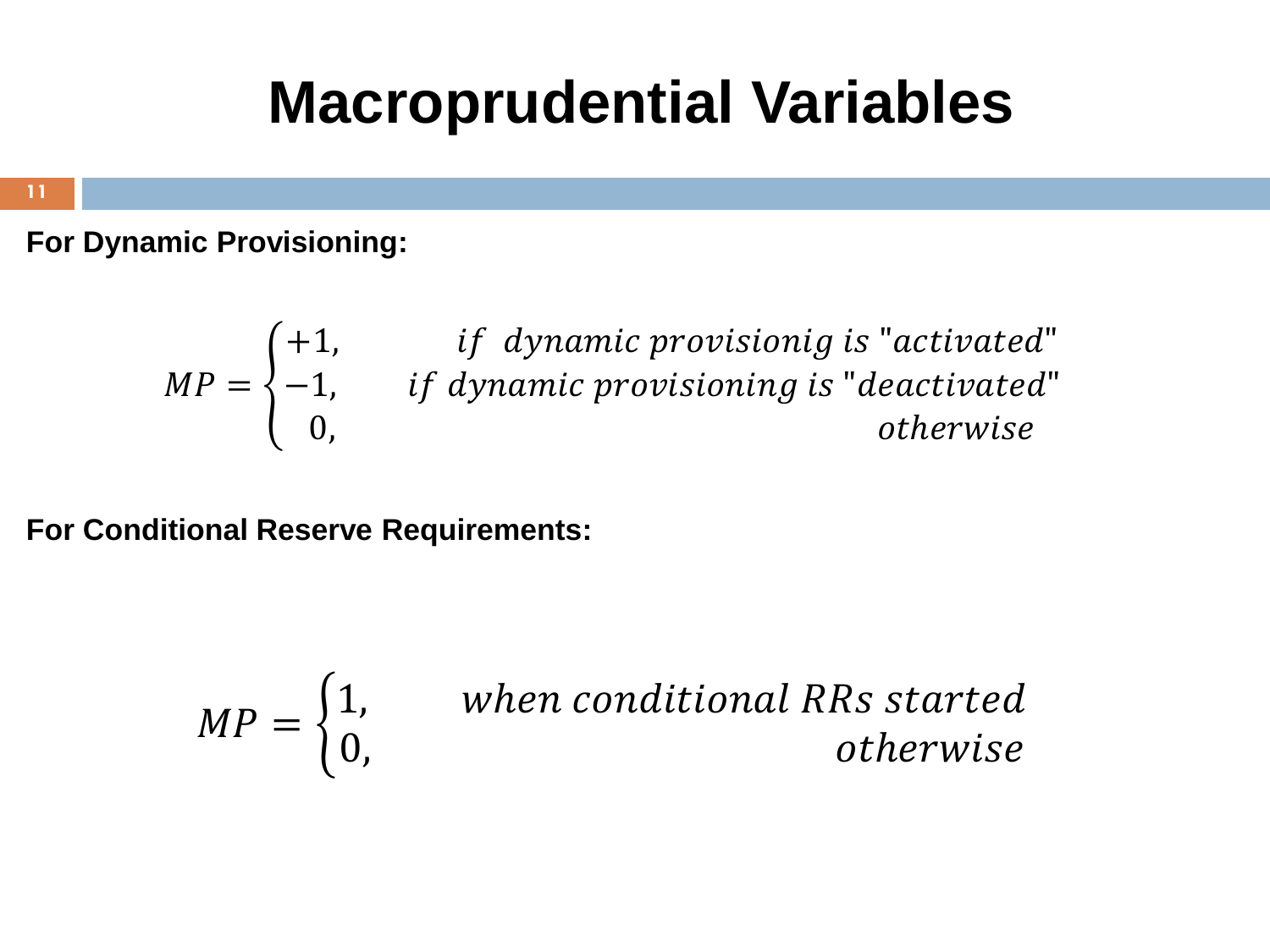# Macroprudential Variables

**For Dynamic Provisioning:**

$$MP = \begin{cases} +1, & \text{if dynamic provisionig is "activated"} \\ -1, & \text{if dynamic provisioning is "deactivated"} \\ 0, & \text{otherwise} \end{cases}$$

**For Conditional Reserve Requirements:**

$$MP = \begin{cases} 1, & \text{when conditional RRs started} \\ 0, & \text{otherwise} \end{cases}$$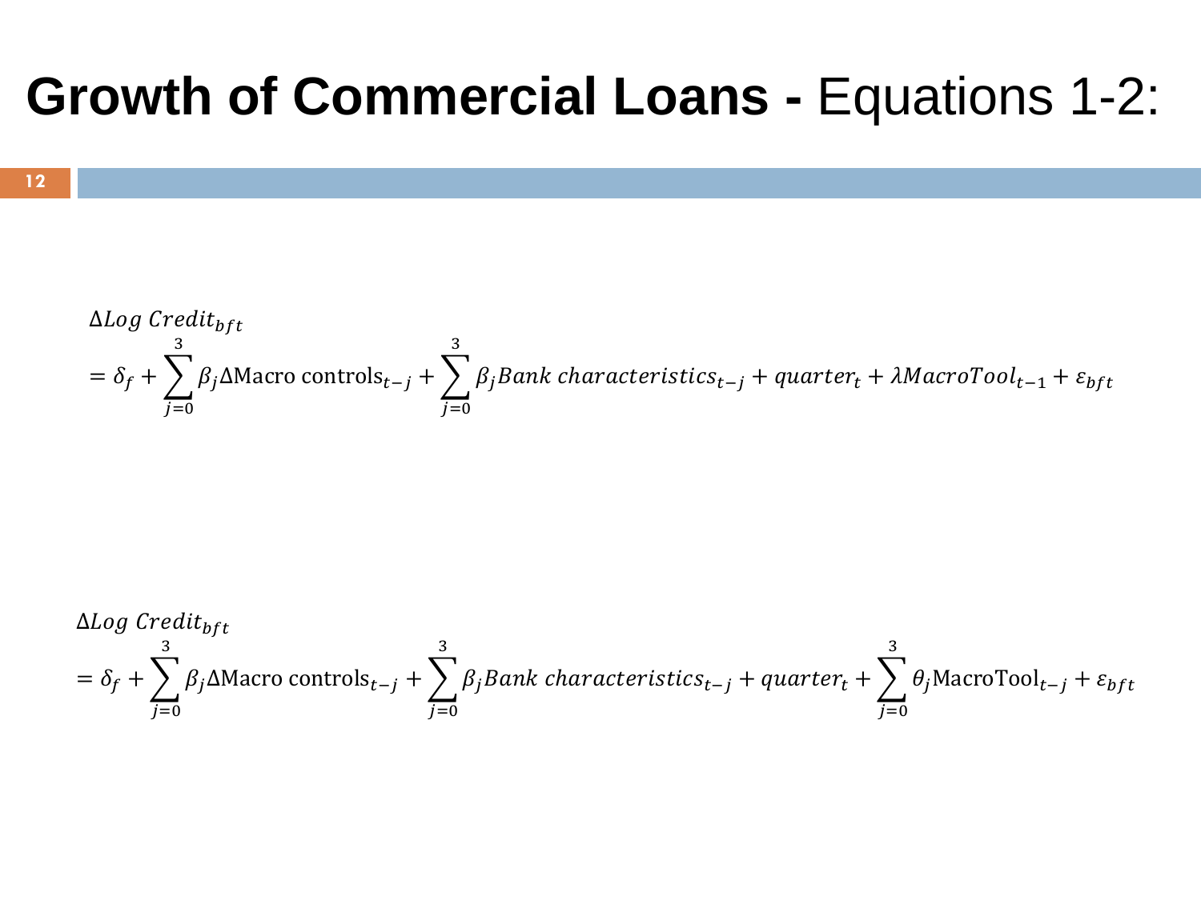# **Growth of Commercial Loans -** Equations 1-2:

$$\Delta Log\ Credit_{bft} = \delta_f + \sum_{j=0}^{3} \beta_j \Delta \text{Macro controls}_{t-j} + \sum_{j=0}^{3} \beta_j Bank\ characteristics_{t-j} + quarter_t + \lambda MacroTool_{t-1} + \varepsilon_{bft}$$

$$\Delta Log\ Credit_{bft} = \delta_f + \sum_{j=0}^{3} \beta_j \Delta \text{Macro controls}_{t-j} + \sum_{j=0}^{3} \beta_j Bank\ characteristics_{t-j} + quarter_t + \sum_{j=0}^{3} \theta_j \text{MacroTool}_{t-j} + \varepsilon_{bft}$$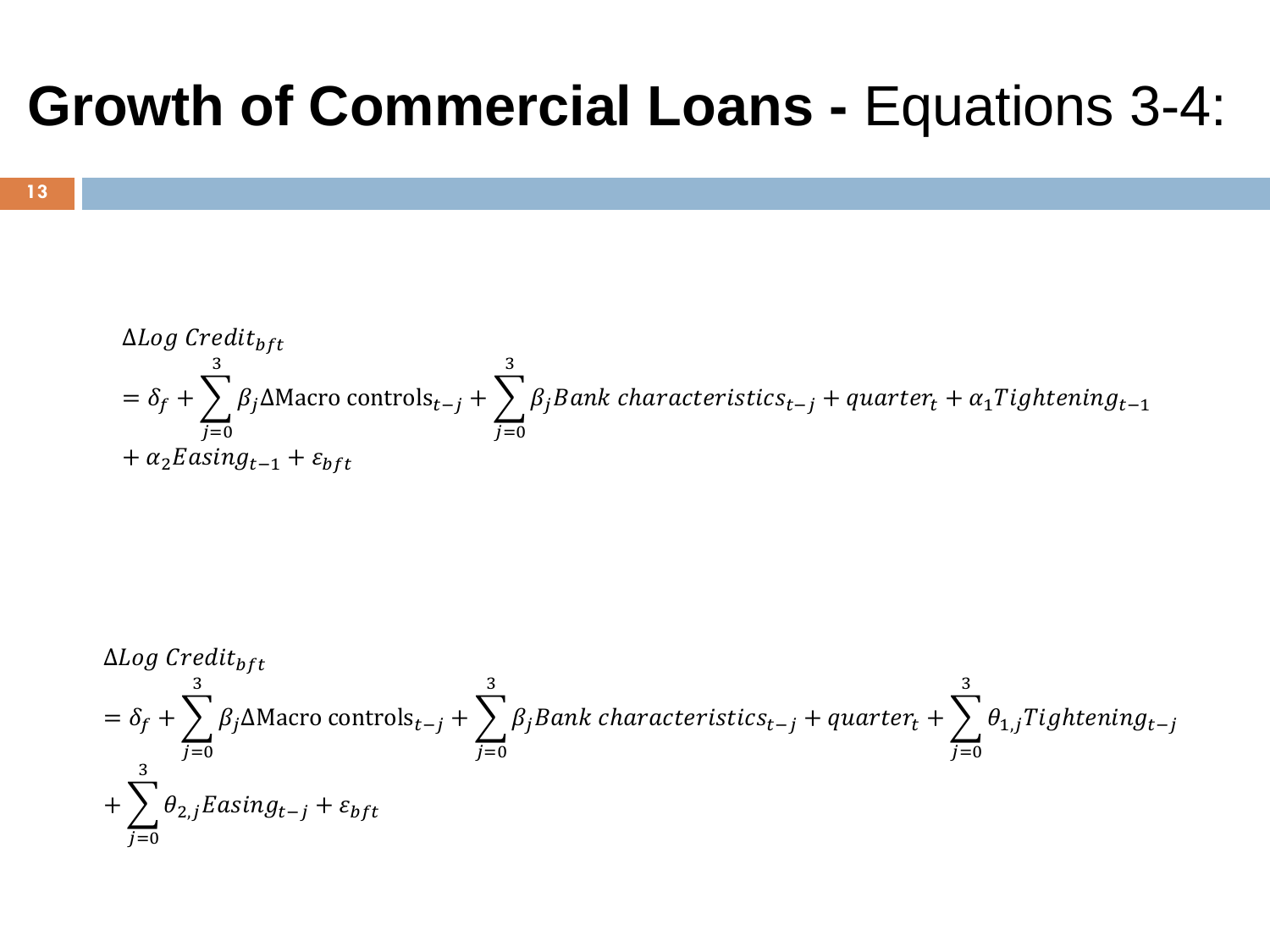# **Growth of Commercial Loans -** Equations 3-4:

$$
\begin{aligned}
&\Delta Log\ Credit_{bft} \\
&= \delta_f + \sum_{j=0}^{3} \beta_j \Delta \text{Macro controls}_{t-j} + \sum_{j=0}^{3} \beta_j Bank\ characteristics_{t-j} + quarter_t + \alpha_1 Tightening_{t-1} \\
&+ \alpha_2 Easing_{t-1} + \varepsilon_{bft}
\end{aligned}
$$

$$
\begin{aligned}
&\Delta Log\ Credit_{bft} \\
&= \delta_f + \sum_{j=0}^{3} \beta_j \Delta \text{Macro controls}_{t-j} + \sum_{j=0}^{3} \beta_j Bank\ characteristics_{t-j} + quarter_t + \sum_{j=0}^{3} \theta_{1,j} Tightening_{t-j} \\
&+ \sum_{j=0}^{3} \theta_{2,j} Easing_{t-j} + \varepsilon_{bft}
\end{aligned}
$$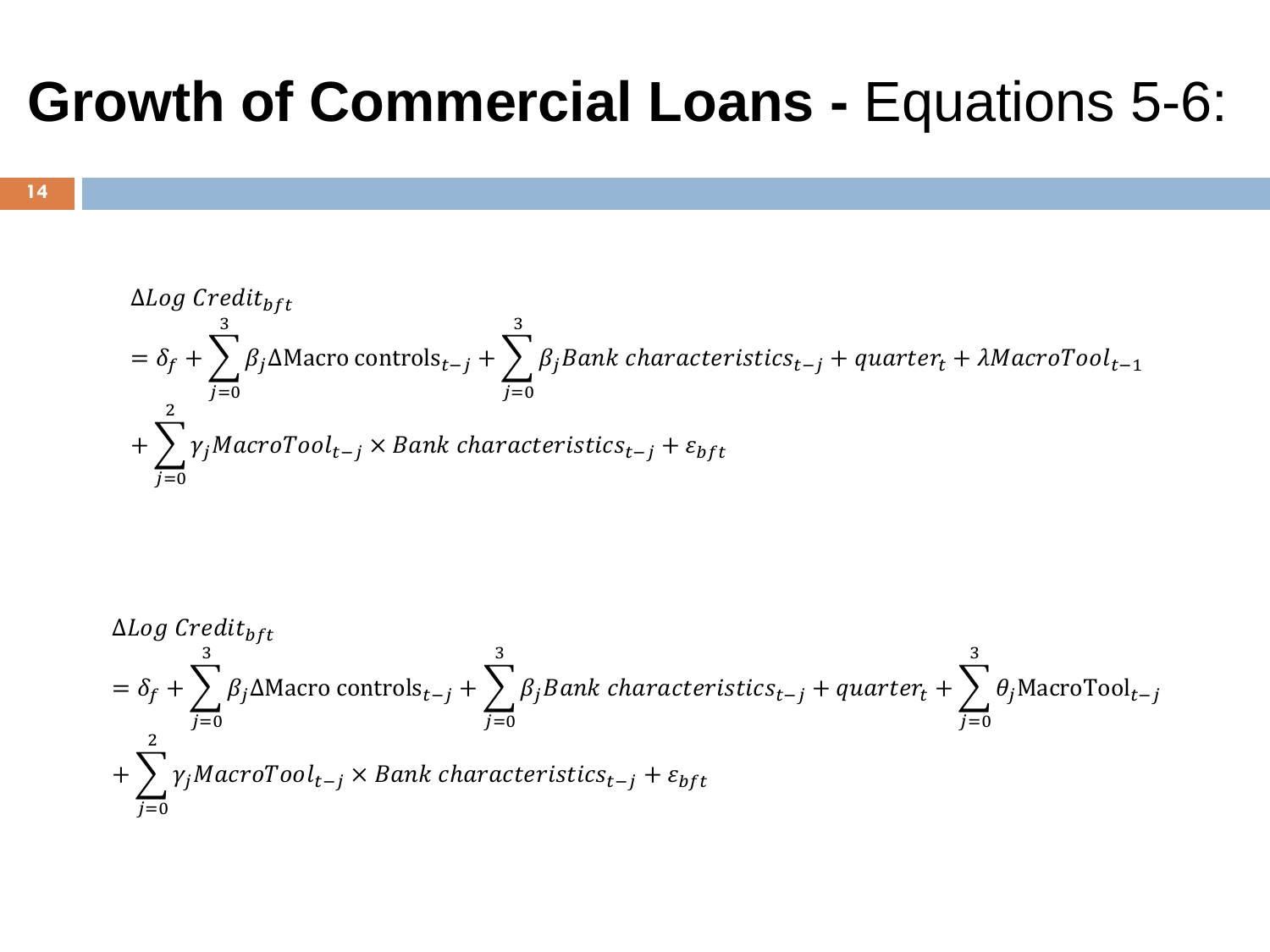# **Growth of Commercial Loans -** Equations 5-6:

$$
\begin{aligned}
&\Delta Log\ Credit_{bft} \\
&= \delta_f + \sum_{j=0}^{3} \beta_j \Delta \text{Macro controls}_{t-j} + \sum_{j=0}^{3} \beta_j Bank\ characteristics_{t-j} + quarter_t + \lambda MacroTool_{t-1} \\
&+ \sum_{j=0}^{2} \gamma_j MacroTool_{t-j} \times Bank\ characteristics_{t-j} + \varepsilon_{bft}
\end{aligned}
$$

$$
\begin{aligned}
&\Delta Log\ Credit_{bft} \\
&= \delta_f + \sum_{j=0}^{3} \beta_j \Delta \text{Macro controls}_{t-j} + \sum_{j=0}^{3} \beta_j Bank\ characteristics_{t-j} + quarter_t + \sum_{j=0}^{3} \theta_j \text{MacroTool}_{t-j} \\
&+ \sum_{j=0}^{2} \gamma_j MacroTool_{t-j} \times Bank\ characteristics_{t-j} + \varepsilon_{bft}
\end{aligned}
$$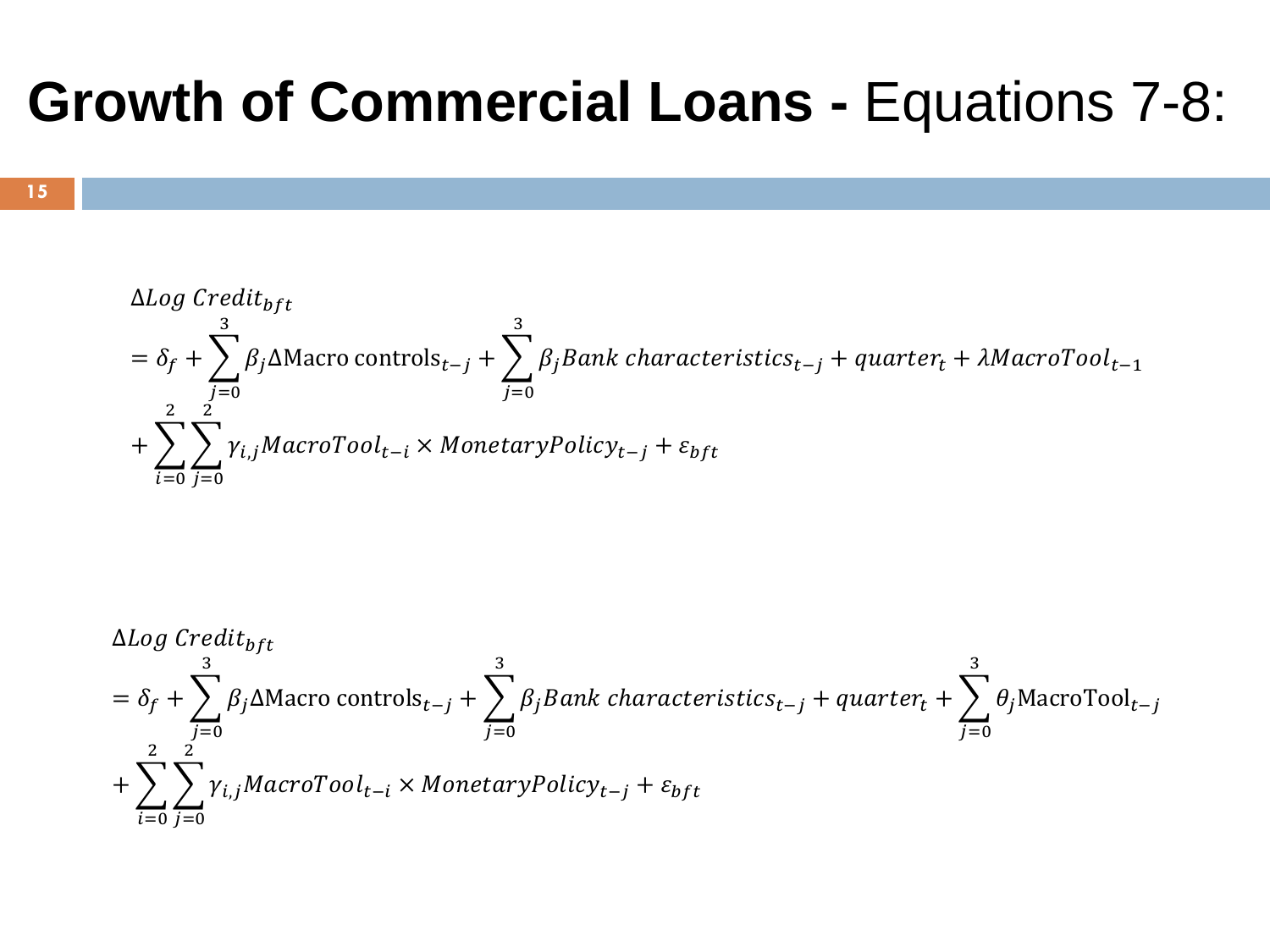# **Growth of Commercial Loans -** Equations 7-8:

$$
\begin{aligned}
&\Delta Log\ Credit_{bft} \\
&= \delta_f + \sum_{j=0}^{3} \beta_j \Delta \text{Macro controls}_{t-j} + \sum_{j=0}^{3} \beta_j Bank\ characteristics_{t-j} + quarter_t + \lambda MacroTool_{t-1} \\
&+ \sum_{i=0}^{2} \sum_{j=0}^{2} \gamma_{i,j} MacroTool_{t-i} \times MonetaryPolicy_{t-j} + \varepsilon_{bft}
\end{aligned}
$$

$$
\begin{aligned}
&\Delta Log\ Credit_{bft} \\
&= \delta_f + \sum_{j=0}^{3} \beta_j \Delta \text{Macro controls}_{t-j} + \sum_{j=0}^{3} \beta_j Bank\ characteristics_{t-j} + quarter_t + \sum_{j=0}^{3} \theta_j \text{MacroTool}_{t-j} \\
&+ \sum_{i=0}^{2} \sum_{j=0}^{2} \gamma_{i,j} MacroTool_{t-i} \times MonetaryPolicy_{t-j} + \varepsilon_{bft}
\end{aligned}
$$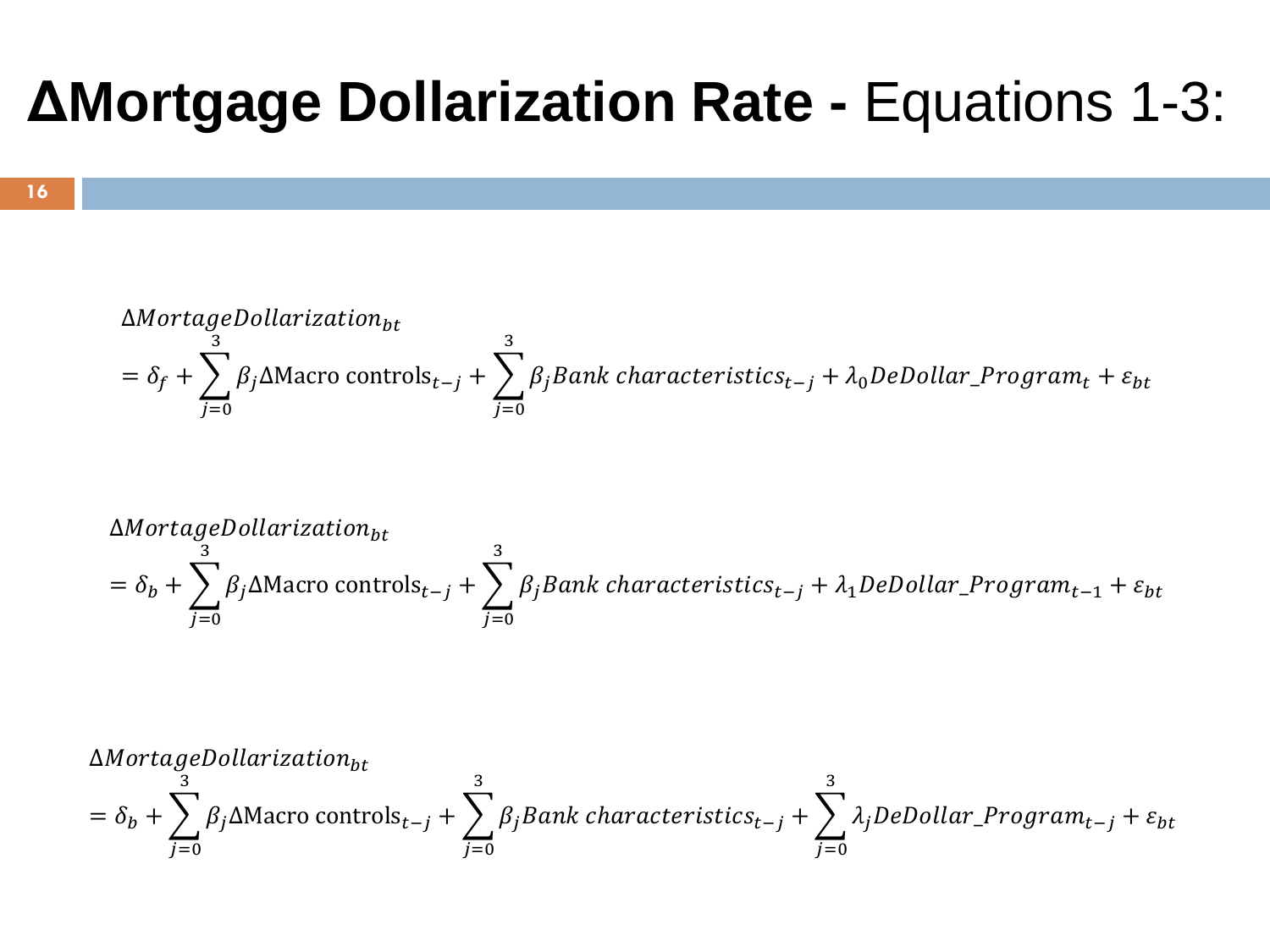# **ΔMortgage Dollarization Rate -** Equations 1-3:

$$
\begin{aligned}
&\Delta MortageDollarization_{bt} \\
&= \delta_f + \sum_{j=0}^{3} \beta_j \Delta \text{Macro controls}_{t-j} + \sum_{j=0}^{3} \beta_j Bank\ characteristics_{t-j} + \lambda_0 DeDollar\_Program_t + \varepsilon_{bt}
\end{aligned}
$$

$$
\begin{aligned}
&\Delta MortageDollarization_{bt} \\
&= \delta_b + \sum_{j=0}^{3} \beta_j \Delta \text{Macro controls}_{t-j} + \sum_{j=0}^{3} \beta_j Bank\ characteristics_{t-j} + \lambda_1 DeDollar\_Program_{t-1} + \varepsilon_{bt}
\end{aligned}
$$

$$
\begin{aligned}
&\Delta MortageDollarization_{bt} \\
&= \delta_b + \sum_{j=0}^{3} \beta_j \Delta \text{Macro controls}_{t-j} + \sum_{j=0}^{3} \beta_j Bank\ characteristics_{t-j} + \sum_{j=0}^{3} \lambda_j DeDollar\_Program_{t-j} + \varepsilon_{bt}
\end{aligned}
$$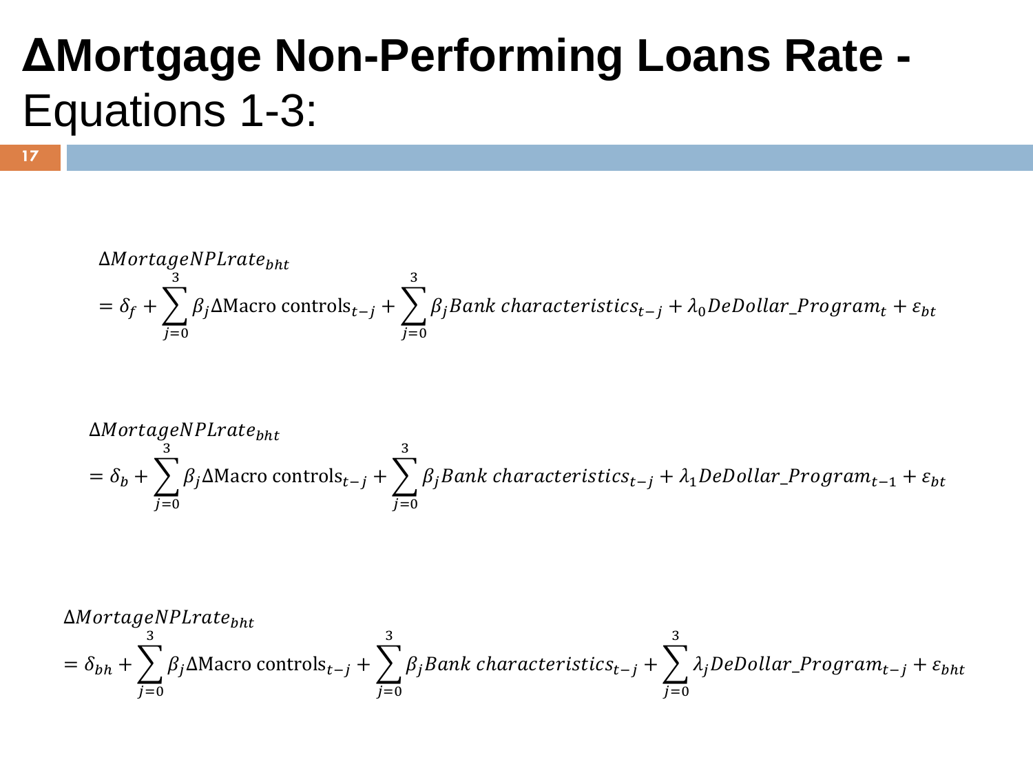# ΔMortgage Non-Performing Loans Rate - Equations 1-3:

$$\Delta MortageNPLrate_{bht} = \delta_f + \sum_{j=0}^{3} \beta_j \Delta \text{Macro controls}_{t-j} + \sum_{j=0}^{3} \beta_j Bank\ characteristics_{t-j} + \lambda_0 DeDollar\_Program_t + \varepsilon_{bt}$$

$$\Delta MortageNPLrate_{bht} = \delta_b + \sum_{j=0}^{3} \beta_j \Delta \text{Macro controls}_{t-j} + \sum_{j=0}^{3} \beta_j Bank\ characteristics_{t-j} + \lambda_1 DeDollar\_Program_{t-1} + \varepsilon_{bt}$$

$$\Delta MortageNPLrate_{bht} = \delta_{bh} + \sum_{j=0}^{3} \beta_j \Delta \text{Macro controls}_{t-j} + \sum_{j=0}^{3} \beta_j Bank\ characteristics_{t-j} + \sum_{j=0}^{3} \lambda_j DeDollar\_Program_{t-j} + \varepsilon_{bht}$$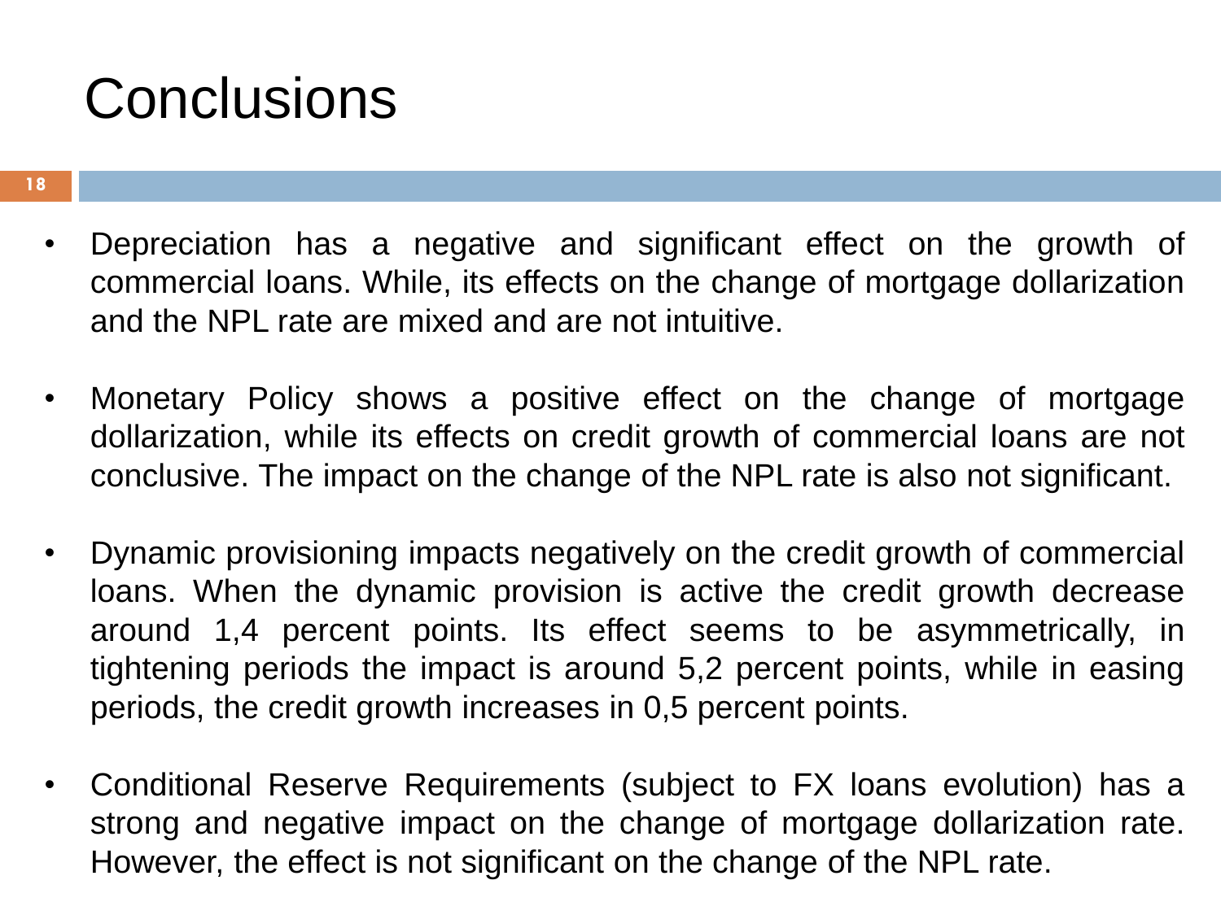# Conclusions

- Depreciation has a negative and significant effect on the growth of commercial loans. While, its effects on the change of mortgage dollarization and the NPL rate are mixed and are not intuitive.

- Monetary Policy shows a positive effect on the change of mortgage dollarization, while its effects on credit growth of commercial loans are not conclusive. The impact on the change of the NPL rate is also not significant.

- Dynamic provisioning impacts negatively on the credit growth of commercial loans. When the dynamic provision is active the credit growth decrease around 1,4 percent points. Its effect seems to be asymmetrically, in tightening periods the impact is around 5,2 percent points, while in easing periods, the credit growth increases in 0,5 percent points.

- Conditional Reserve Requirements (subject to FX loans evolution) has a strong and negative impact on the change of mortgage dollarization rate. However, the effect is not significant on the change of the NPL rate.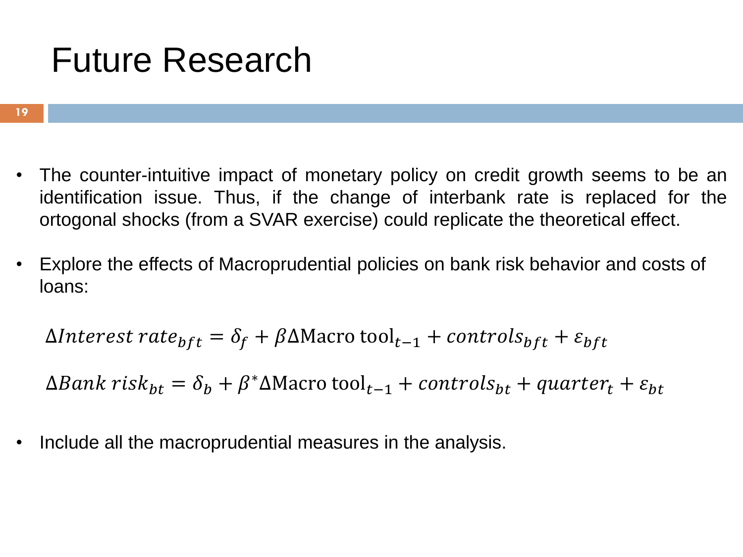# Future Research

- The counter-intuitive impact of monetary policy on credit growth seems to be an identification issue. Thus, if the change of interbank rate is replaced for the ortogonal shocks (from a SVAR exercise) could replicate the theoretical effect.

- Explore the effects of Macroprudential policies on bank risk behavior and costs of loans:

$$\Delta Interest\ rate_{bft} = \delta_f + \beta \Delta \text{Macro tool}_{t-1} + controls_{bft} + \varepsilon_{bft}$$

$$\Delta Bank\ risk_{bt} = \delta_b + \beta^{*} \Delta \text{Macro tool}_{t-1} + controls_{bt} + quarter_t + \varepsilon_{bt}$$

- Include all the macroprudential measures in the analysis.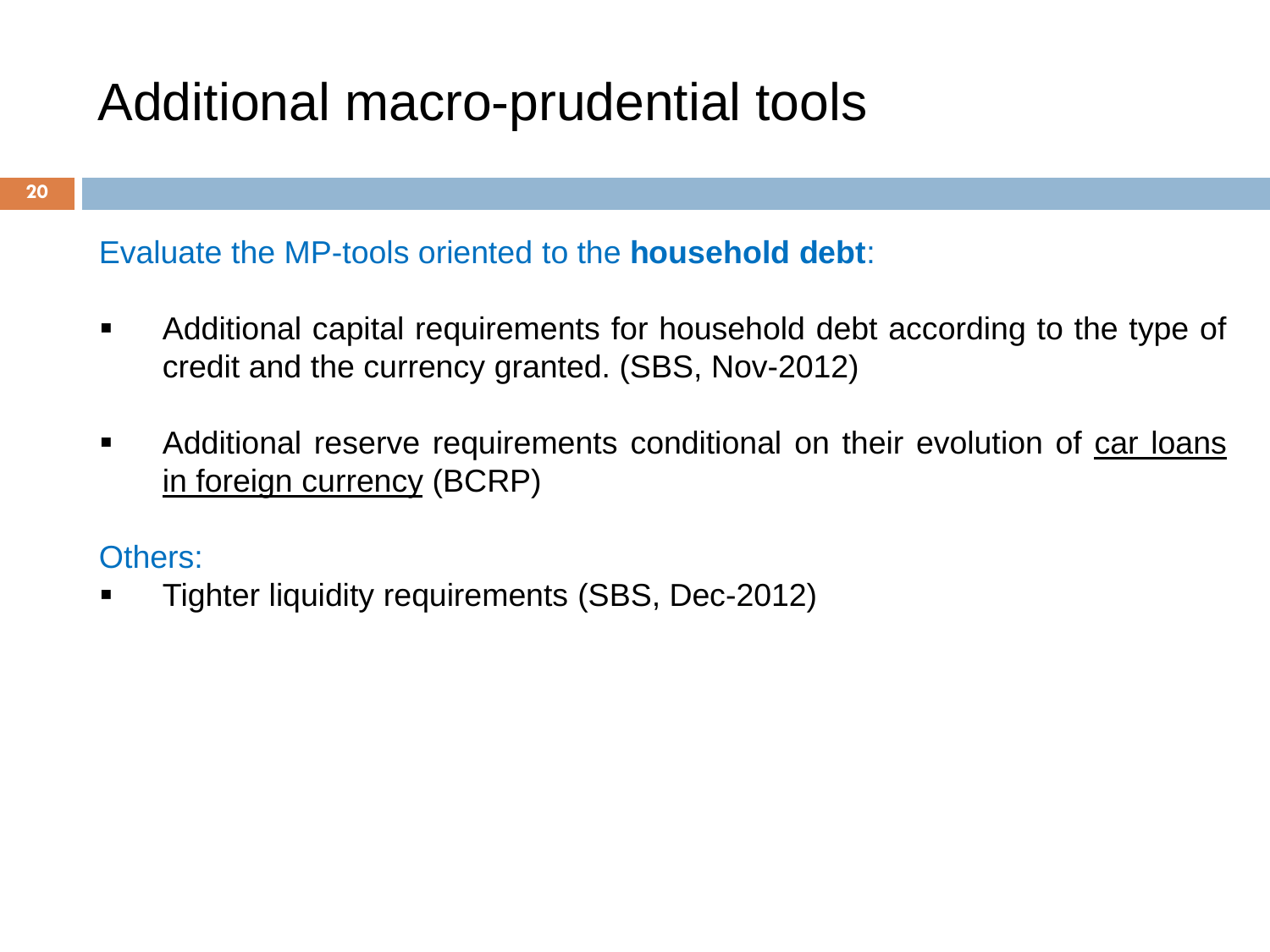# Additional macro-prudential tools

Evaluate the MP-tools oriented to the **household debt**:

- Additional capital requirements for household debt according to the type of credit and the currency granted. (SBS, Nov-2012)
- Additional reserve requirements conditional on their evolution of car loans in foreign currency (BCRP)

Others:

- Tighter liquidity requirements (SBS, Dec-2012)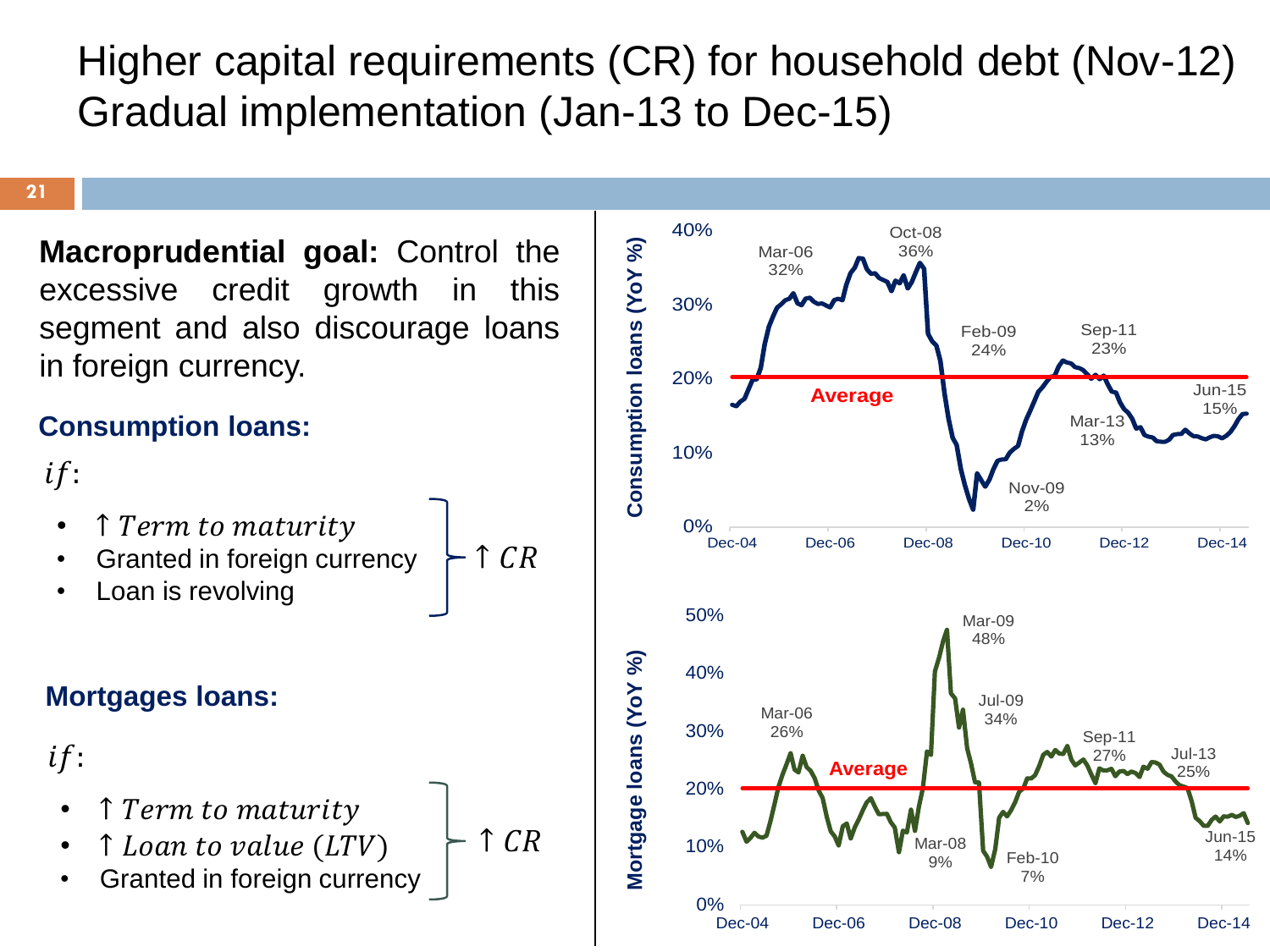# Higher capital requirements (CR) for household debt (Nov-12)
# Gradual implementation (Jan-13 to Dec-15)

**Macroprudential goal:** Control the excessive credit growth in this segment and also discourage loans in foreign currency.

### Consumption loans:

$if$:

- $\uparrow$ *Term to maturity*
- Granted in foreign currency
- Loan is revolving

$\uparrow CR$

### Mortgages loans:

$if$:

- $\uparrow$ *Term to maturity*
- $\uparrow$ *Loan to value (LTV)*
- Granted in foreign currency

$\uparrow CR$

Consumption loans (YoY %)

40%
30%
20%
10%
0%

Dec-04
Dec-06
Dec-08
Dec-10
Dec-12
Dec-14

Mar-06
32%

Oct-08
36%

Feb-09
24%

Sep-11
23%

Average

Jun-15
15%

Mar-13
13%

Nov-09
2%

Mortgage loans (YoY %)

50%
40%
30%
20%
10%
0%

Dec-04
Dec-06
Dec-08
Dec-10
Dec-12
Dec-14

Mar-09
48%

Jul-09
34%

Mar-06
26%

Sep-11
27%

Jul-13
25%

Average

Mar-08
9%

Feb-10
7%

Jun-15
14%